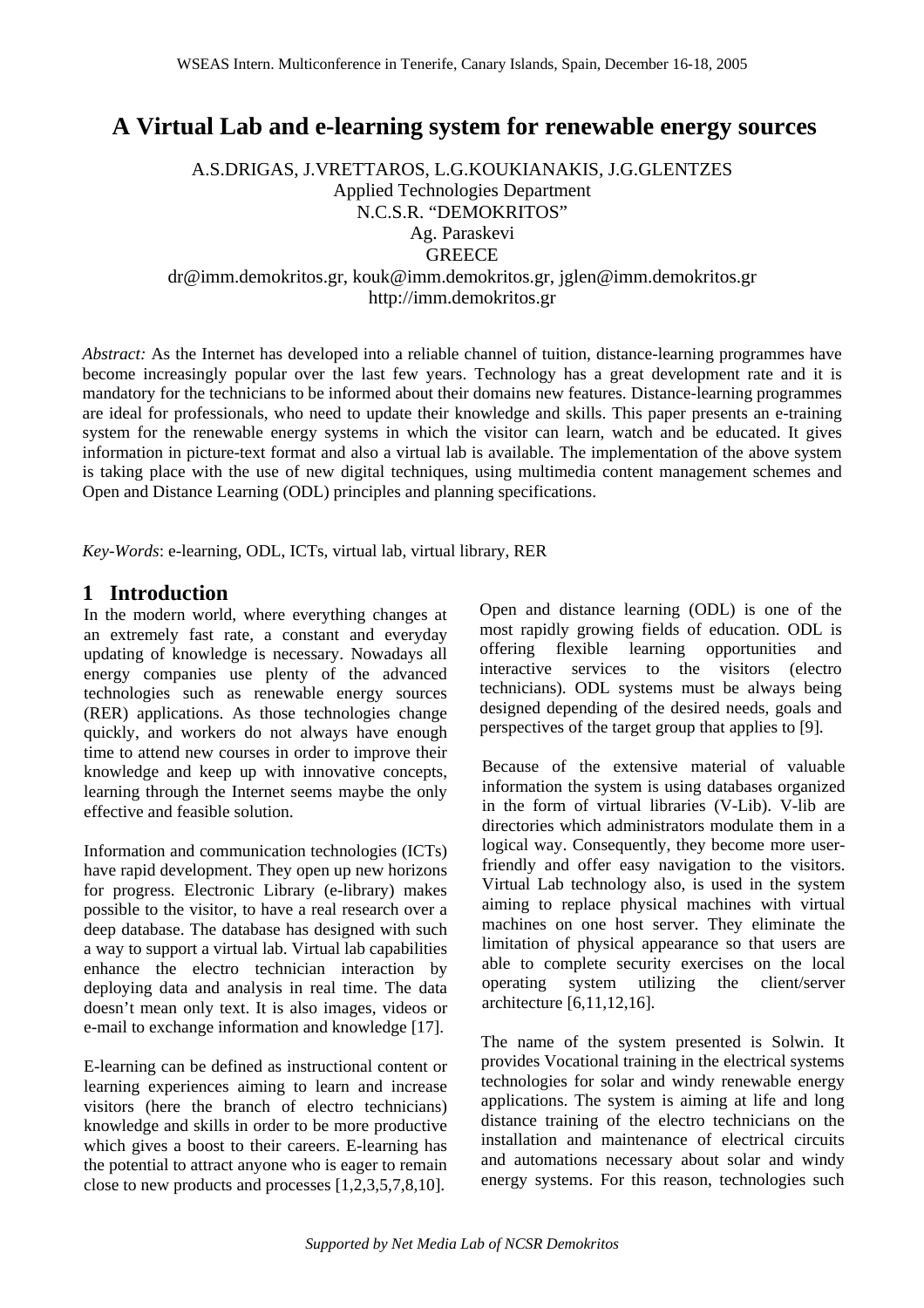# A Virtual Lab and e-learning system for renewable energy sources

A.S.DRIGAS, J.VRETTAROS, L.G.KOUKIANAKIS, J.G.GLENTZES
Applied Technologies Department
N.C.S.R. "DEMOKRITOS"
Ag. Paraskevi
GREECE
dr@imm.demokritos.gr, kouk@imm.demokritos.gr, jglen@imm.demokritos.gr
http://imm.demokritos.gr

*Abstract:* As the Internet has developed into a reliable channel of tuition, distance-learning programmes have become increasingly popular over the last few years. Technology has a great development rate and it is mandatory for the technicians to be informed about their domains new features. Distance-learning programmes are ideal for professionals, who need to update their knowledge and skills. This paper presents an e-training system for the renewable energy systems in which the visitor can learn, watch and be educated. It gives information in picture-text format and also a virtual lab is available. The implementation of the above system is taking place with the use of new digital techniques, using multimedia content management schemes and Open and Distance Learning (ODL) principles and planning specifications.

*Key-Words*: e-learning, ODL, ICTs, virtual lab, virtual library, RER

## 1 Introduction

In the modern world, where everything changes at an extremely fast rate, a constant and everyday updating of knowledge is necessary. Nowadays all energy companies use plenty of the advanced technologies such as renewable energy sources (RER) applications. As those technologies change quickly, and workers do not always have enough time to attend new courses in order to improve their knowledge and keep up with innovative concepts, learning through the Internet seems maybe the only effective and feasible solution.

Information and communication technologies (ICTs) have rapid development. They open up new horizons for progress. Electronic Library (e-library) makes possible to the visitor, to have a real research over a deep database. The database has designed with such a way to support a virtual lab. Virtual lab capabilities enhance the electro technician interaction by deploying data and analysis in real time. The data doesn't mean only text. It is also images, videos or e-mail to exchange information and knowledge [17].

E-learning can be defined as instructional content or learning experiences aiming to learn and increase visitors (here the branch of electro technicians) knowledge and skills in order to be more productive which gives a boost to their careers. E-learning has the potential to attract anyone who is eager to remain close to new products and processes [1,2,3,5,7,8,10].

Open and distance learning (ODL) is one of the most rapidly growing fields of education. ODL is offering flexible learning opportunities and interactive services to the visitors (electro technicians). ODL systems must be always being designed depending of the desired needs, goals and perspectives of the target group that applies to [9].

Because of the extensive material of valuable information the system is using databases organized in the form of virtual libraries (V-Lib). V-lib are directories which administrators modulate them in a logical way. Consequently, they become more user-friendly and offer easy navigation to the visitors. Virtual Lab technology also, is used in the system aiming to replace physical machines with virtual machines on one host server. They eliminate the limitation of physical appearance so that users are able to complete security exercises on the local operating system utilizing the client/server architecture [6,11,12,16].

The name of the system presented is Solwin. It provides Vocational training in the electrical systems technologies for solar and windy renewable energy applications. The system is aiming at life and long distance training of the electro technicians on the installation and maintenance of electrical circuits and automations necessary about solar and windy energy systems. For this reason, technologies such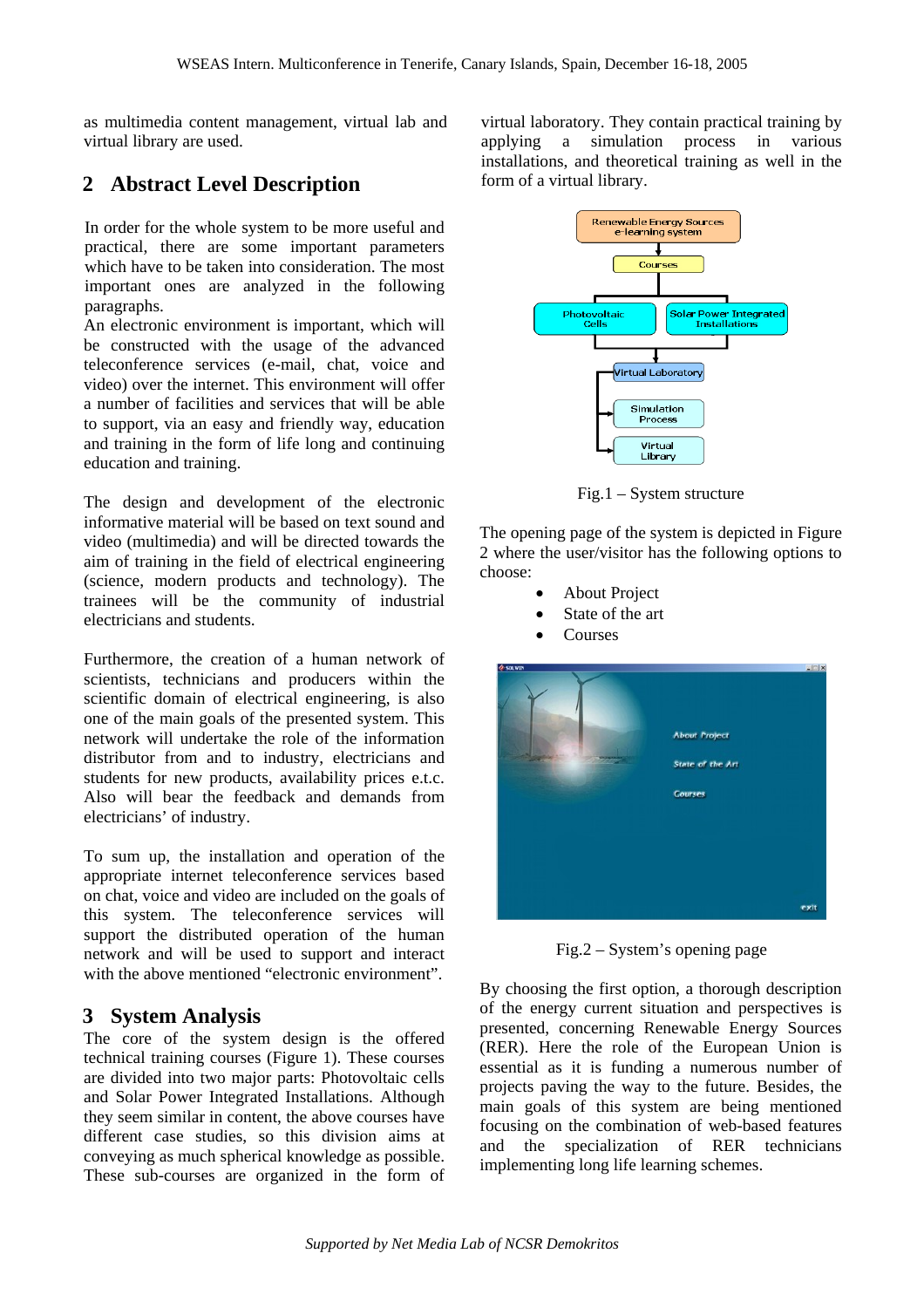as multimedia content management, virtual lab and virtual library are used.

## 2 Abstract Level Description

In order for the whole system to be more useful and practical, there are some important parameters which have to be taken into consideration. The most important ones are analyzed in the following paragraphs.

An electronic environment is important, which will be constructed with the usage of the advanced teleconference services (e-mail, chat, voice and video) over the internet. This environment will offer a number of facilities and services that will be able to support, via an easy and friendly way, education and training in the form of life long and continuing education and training.

The design and development of the electronic informative material will be based on text sound and video (multimedia) and will be directed towards the aim of training in the field of electrical engineering (science, modern products and technology). The trainees will be the community of industrial electricians and students.

Furthermore, the creation of a human network of scientists, technicians and producers within the scientific domain of electrical engineering, is also one of the main goals of the presented system. This network will undertake the role of the information distributor from and to industry, electricians and students for new products, availability prices e.t.c. Also will bear the feedback and demands from electricians' of industry.

To sum up, the installation and operation of the appropriate internet teleconference services based on chat, voice and video are included on the goals of this system. The teleconference services will support the distributed operation of the human network and will be used to support and interact with the above mentioned "electronic environment".

## 3 System Analysis

The core of the system design is the offered technical training courses (Figure 1). These courses are divided into two major parts: Photovoltaic cells and Solar Power Integrated Installations. Although they seem similar in content, the above courses have different case studies, so this division aims at conveying as much spherical knowledge as possible. These sub-courses are organized in the form of virtual laboratory. They contain practical training by applying a simulation process in various installations, and theoretical training as well in the form of a virtual library.

Fig.1 – System structure

The opening page of the system is depicted in Figure 2 where the user/visitor has the following options to choose:

- About Project
- State of the art
- Courses

Fig.2 – System's opening page

By choosing the first option, a thorough description of the energy current situation and perspectives is presented, concerning Renewable Energy Sources (RER). Here the role of the European Union is essential as it is funding a numerous number of projects paving the way to the future. Besides, the main goals of this system are being mentioned focusing on the combination of web-based features and the specialization of RER technicians implementing long life learning schemes.

*Supported by Net Media Lab of NCSR Demokritos*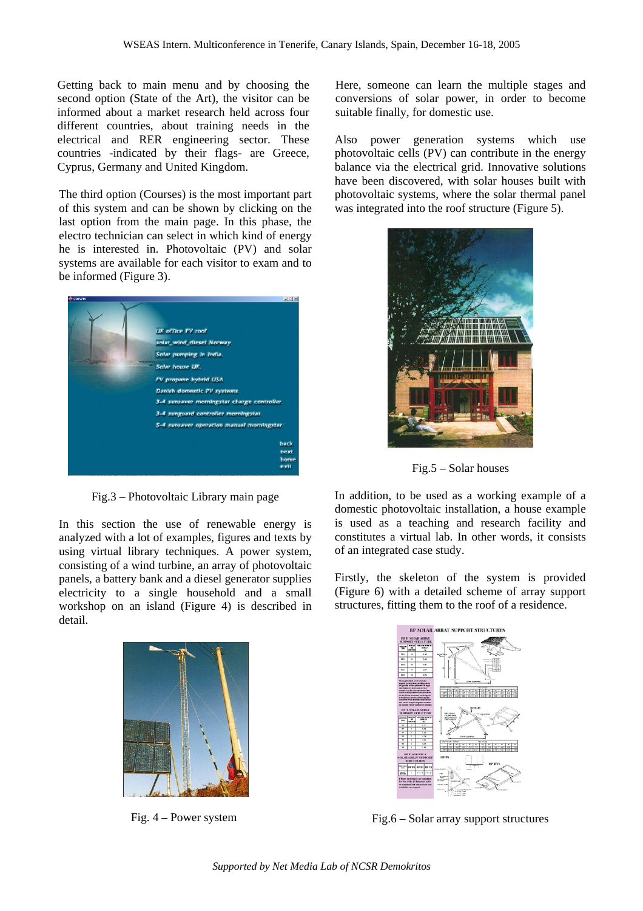Getting back to main menu and by choosing the second option (State of the Art), the visitor can be informed about a market research held across four different countries, about training needs in the electrical and RER engineering sector. These countries -indicated by their flags- are Greece, Cyprus, Germany and United Kingdom.

The third option (Courses) is the most important part of this system and can be shown by clicking on the last option from the main page. In this phase, the electro technician can select in which kind of energy he is interested in. Photovoltaic (PV) and solar systems are available for each visitor to exam and to be informed (Figure 3).

Fig.3 – Photovoltaic Library main page

In this section the use of renewable energy is analyzed with a lot of examples, figures and texts by using virtual library techniques. A power system, consisting of a wind turbine, an array of photovoltaic panels, a battery bank and a diesel generator supplies electricity to a single household and a small workshop on an island (Figure 4) is described in detail.

Fig. 4 – Power system

Here, someone can learn the multiple stages and conversions of solar power, in order to become suitable finally, for domestic use.

Also power generation systems which use photovoltaic cells (PV) can contribute in the energy balance via the electrical grid. Innovative solutions have been discovered, with solar houses built with photovoltaic systems, where the solar thermal panel was integrated into the roof structure (Figure 5).

Fig.5 – Solar houses

In addition, to be used as a working example of a domestic photovoltaic installation, a house example is used as a teaching and research facility and constitutes a virtual lab. In other words, it consists of an integrated case study.

Firstly, the skeleton of the system is provided (Figure 6) with a detailed scheme of array support structures, fitting them to the roof of a residence.

Fig.6 – Solar array support structures

*Supported by Net Media Lab of NCSR Demokritos*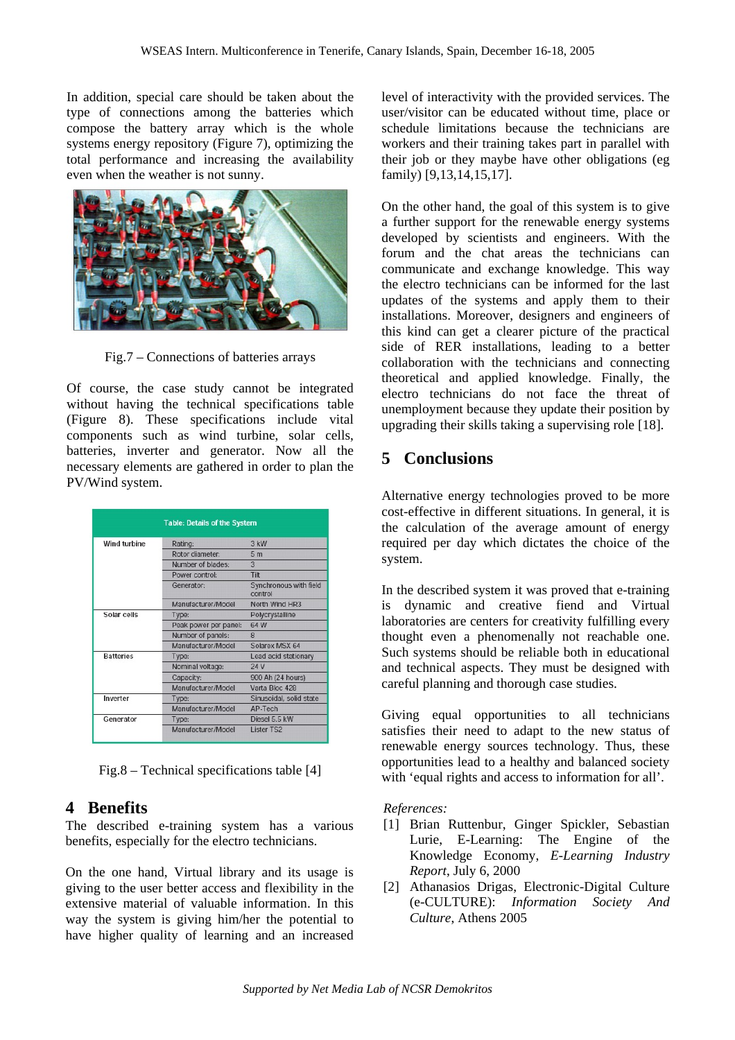In addition, special care should be taken about the type of connections among the batteries which compose the battery array which is the whole systems energy repository (Figure 7), optimizing the total performance and increasing the availability even when the weather is not sunny.

Fig.7 – Connections of batteries arrays

Of course, the case study cannot be integrated without having the technical specifications table (Figure 8). These specifications include vital components such as wind turbine, solar cells, batteries, inverter and generator. Now all the necessary elements are gathered in order to plan the PV/Wind system.

| Table: Details of the System | | |
|---|---|---|
| Wind turbine | Rating: | 3 kW |
| | Rotor diameter: | 5 m |
| | Number of blades: | 3 |
| | Power control: | Tilt |
| | Generator: | Synchronous with field control |
| | Manufacturer/Model | North Wind HR3 |
| Solar cells | Type: | Polycrystalline |
| | Peak power per panel: | 64 W |
| | Number of panels: | 8 |
| | Manufacturer/Model | Solarex MSX 64 |
| Batteries | Type: | Lead acid stationary |
| | Nominal voltage: | 24 V |
| | Capacity: | 900 Ah (24 hours) |
| | Manufacturer/Model | Varta Bloc 428 |
| Inverter | Type: | Sinusoidal, solid state |
| | Manufacturer/Model | AP-Tech |
| Generator | Type: | Diesel 5.5 kW |
| | Manufacturer/Model | Lister TS2 |

Fig.8 – Technical specifications table [4]

## 4 Benefits

The described e-training system has a various benefits, especially for the electro technicians.

On the one hand, Virtual library and its usage is giving to the user better access and flexibility in the extensive material of valuable information. In this way the system is giving him/her the potential to have higher quality of learning and an increased level of interactivity with the provided services. The user/visitor can be educated without time, place or schedule limitations because the technicians are workers and their training takes part in parallel with their job or they maybe have other obligations (eg family) [9,13,14,15,17].

On the other hand, the goal of this system is to give a further support for the renewable energy systems developed by scientists and engineers. With the forum and the chat areas the technicians can communicate and exchange knowledge. This way the electro technicians can be informed for the last updates of the systems and apply them to their installations. Moreover, designers and engineers of this kind can get a clearer picture of the practical side of RER installations, leading to a better collaboration with the technicians and connecting theoretical and applied knowledge. Finally, the electro technicians do not face the threat of unemployment because they update their position by upgrading their skills taking a supervising role [18].

## 5 Conclusions

Alternative energy technologies proved to be more cost-effective in different situations. In general, it is the calculation of the average amount of energy required per day which dictates the choice of the system.

In the described system it was proved that e-training is dynamic and creative fiend and Virtual laboratories are centers for creativity fulfilling every thought even a phenomenally not reachable one. Such systems should be reliable both in educational and technical aspects. They must be designed with careful planning and thorough case studies.

Giving equal opportunities to all technicians satisfies their need to adapt to the new status of renewable energy sources technology. Thus, these opportunities lead to a healthy and balanced society with 'equal rights and access to information for all'.

*References:*

[1] Brian Ruttenbur, Ginger Spickler, Sebastian Lurie, E-Learning: The Engine of the Knowledge Economy, *E-Learning Industry Report*, July 6, 2000

[2] Athanasios Drigas, Electronic-Digital Culture (e-CULTURE): *Information Society And Culture*, Athens 2005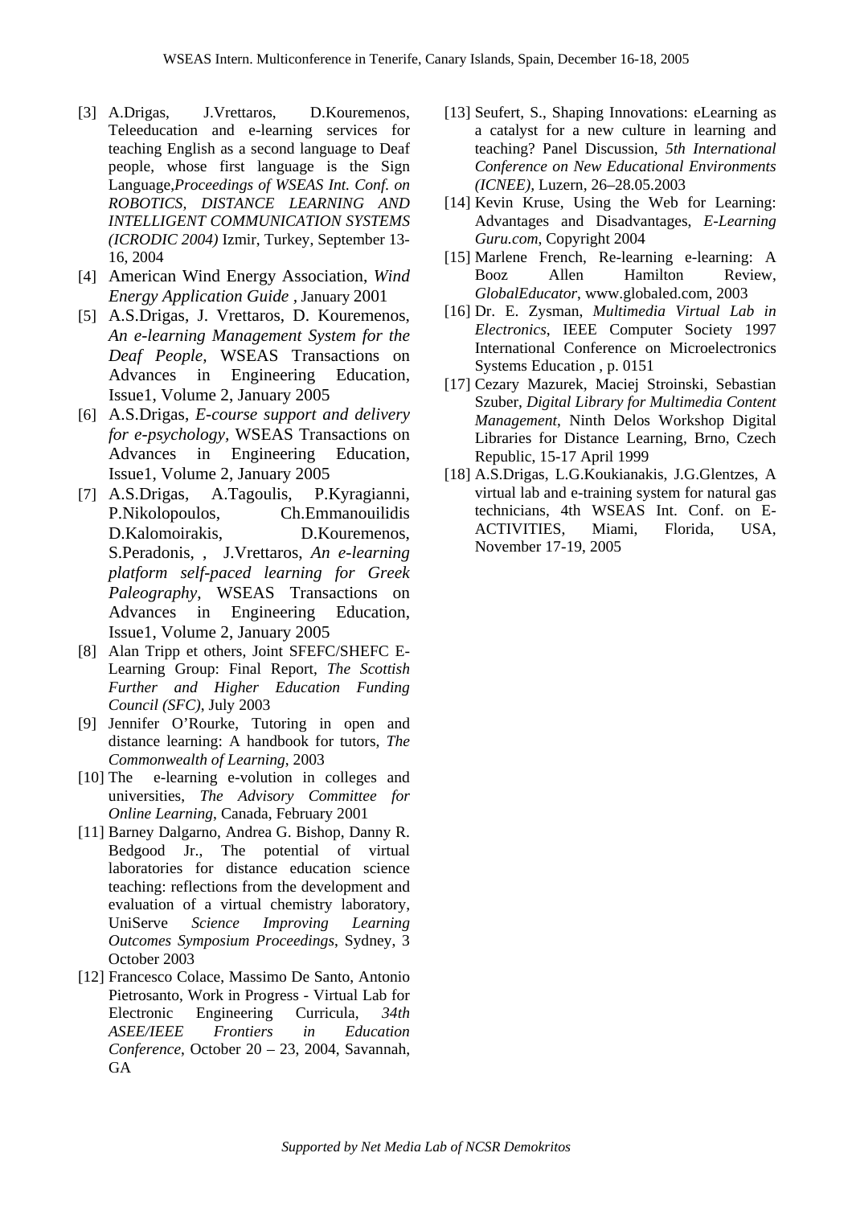[3] A.Drigas, J.Vrettaros, D.Kouremenos, Teleeducation and e-learning services for teaching English as a second language to Deaf people, whose first language is the Sign Language,*Proceedings of WSEAS Int. Conf. on ROBOTICS, DISTANCE LEARNING AND INTELLIGENT COMMUNICATION SYSTEMS (ICRODIC 2004)* Izmir, Turkey, September 13-16, 2004

[4] American Wind Energy Association, *Wind Energy Application Guide* , January 2001

[5] A.S.Drigas, J. Vrettaros, D. Kouremenos, *An e-learning Management System for the Deaf People*, WSEAS Transactions on Advances in Engineering Education, Issue1, Volume 2, January 2005

[6] A.S.Drigas, *E-course support and delivery for e-psychology*, WSEAS Transactions on Advances in Engineering Education, Issue1, Volume 2, January 2005

[7] A.S.Drigas, A.Tagoulis, P.Kyragianni, P.Nikolopoulos, Ch.Emmanouilidis D.Kalomoirakis, D.Kouremenos, S.Peradonis, , J.Vrettaros, *An e-learning platform self-paced learning for Greek Paleography*, WSEAS Transactions on Advances in Engineering Education, Issue1, Volume 2, January 2005

[8] Alan Tripp et others, Joint SFEFC/SHEFC E-Learning Group: Final Report, *The Scottish Further and Higher Education Funding Council (SFC)*, July 2003

[9] Jennifer O'Rourke, Tutoring in open and distance learning: A handbook for tutors, *The Commonwealth of Learning*, 2003

[10] The e-learning e-volution in colleges and universities, *The Advisory Committee for Online Learning*, Canada, February 2001

[11] Barney Dalgarno, Andrea G. Bishop, Danny R. Bedgood Jr., The potential of virtual laboratories for distance education science teaching: reflections from the development and evaluation of a virtual chemistry laboratory, UniServe *Science Improving Learning Outcomes Symposium Proceedings*, Sydney, 3 October 2003

[12] Francesco Colace, Massimo De Santo, Antonio Pietrosanto, Work in Progress - Virtual Lab for Electronic Engineering Curricula, *34th ASEE/IEEE Frontiers in Education Conference*, October 20 – 23, 2004, Savannah, GA

[13] Seufert, S., Shaping Innovations: eLearning as a catalyst for a new culture in learning and teaching? Panel Discussion, *5th International Conference on New Educational Environments (ICNEE)*, Luzern, 26–28.05.2003

[14] Kevin Kruse, Using the Web for Learning: Advantages and Disadvantages, *E-Learning Guru.com*, Copyright 2004

[15] Marlene French, Re-learning e-learning: A Booz Allen Hamilton Review, *GlobalEducator*, www.globaled.com, 2003

[16] Dr. E. Zysman, *Multimedia Virtual Lab in Electronics*, IEEE Computer Society 1997 International Conference on Microelectronics Systems Education , p. 0151

[17] Cezary Mazurek, Maciej Stroinski, Sebastian Szuber, *Digital Library for Multimedia Content Management*, Ninth Delos Workshop Digital Libraries for Distance Learning, Brno, Czech Republic, 15-17 April 1999

[18] A.S.Drigas, L.G.Koukianakis, J.G.Glentzes, A virtual lab and e-training system for natural gas technicians, 4th WSEAS Int. Conf. on E-ACTIVITIES, Miami, Florida, USA, November 17-19, 2005

*Supported by Net Media Lab of NCSR Demokritos*